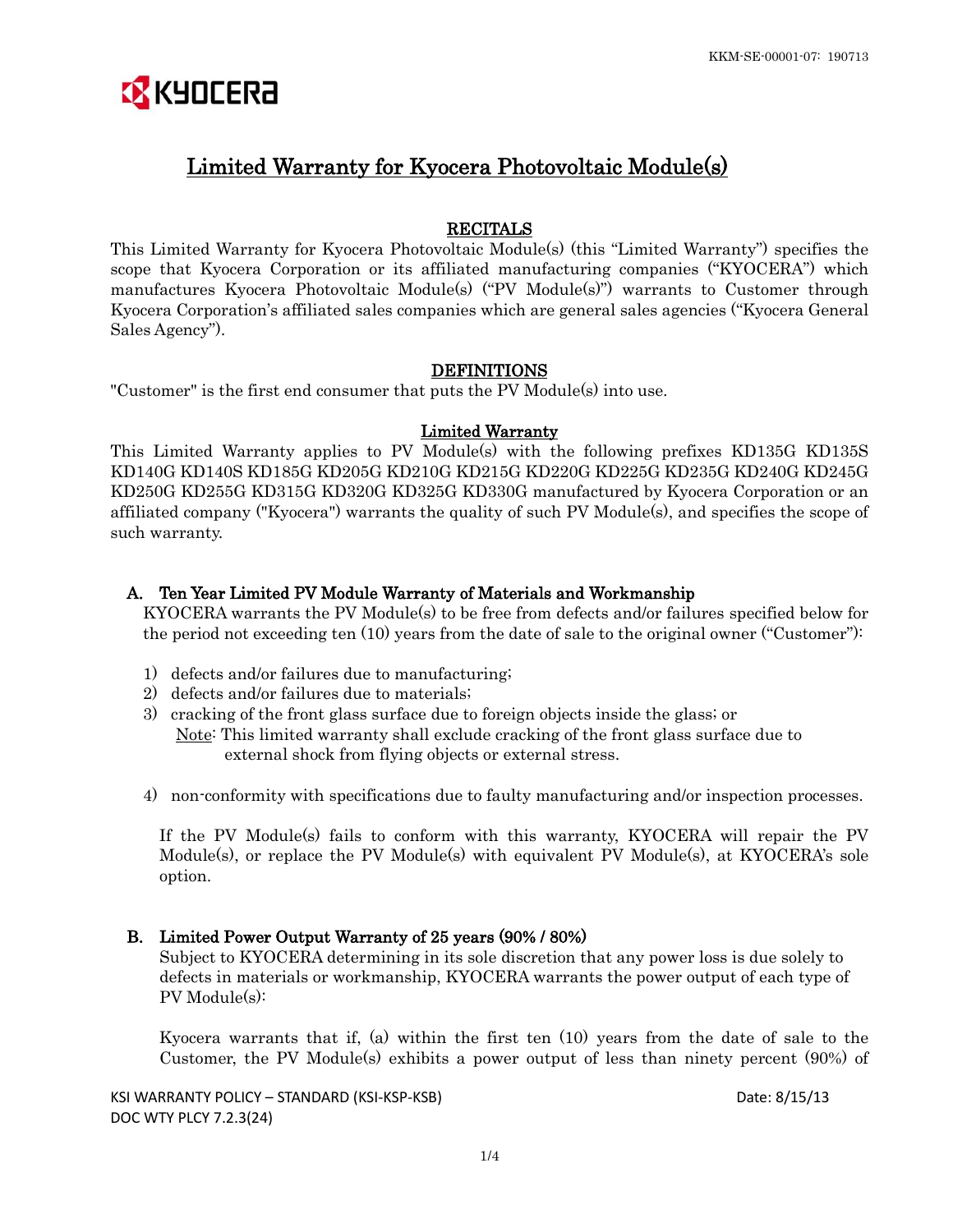# Limited Warranty for Kyocera Photovoltaic Module(s)

## RECITALS

This Limited Warranty for Kyocera Photovoltaic Module(s) (this "Limited Warranty") specifies the scope that Kyocera Corporation or its affiliated manufacturing companies ("KYOCERA") which manufactures Kyocera Photovoltaic Module(s) ("PV Module(s)") warrants to Customer through Kyocera Corporation's affiliated sales companies which are general sales agencies ("Kyocera General Sales Agency").

## DEFINITIONS

"Customer" is the first end consumer that puts the PV Module(s) into use.

## Limited Warranty

This Limited Warranty applies to PV Module(s) with the following prefixes KD135G KD135S KD140G KD140S KD185G KD205G KD210G KD215G KD220G KD225G KD235G KD240G KD245G KD250G KD255G KD315G KD320G KD325G KD330G manufactured by Kyocera Corporation or an affiliated company ("Kyocera") warrants the quality of such PV Module(s), and specifies the scope of such warranty.

### A. Ten Year Limited PV Module Warranty of Materials and Workmanship

KYOCERA warrants the PV Module(s) to be free from defects and/or failures specified below for the period not exceeding ten (10) years from the date of sale to the original owner ("Customer"):

1) defects and/or failures due to manufacturing;
2) defects and/or failures due to materials;
3) cracking of the front glass surface due to foreign objects inside the glass; or
   Note: This limited warranty shall exclude cracking of the front glass surface due to external shock from flying objects or external stress.
4) non-conformity with specifications due to faulty manufacturing and/or inspection processes.

If the PV Module(s) fails to conform with this warranty, KYOCERA will repair the PV Module(s), or replace the PV Module(s) with equivalent PV Module(s), at KYOCERA's sole option.

### B. Limited Power Output Warranty of 25 years (90% / 80%)

Subject to KYOCERA determining in its sole discretion that any power loss is due solely to defects in materials or workmanship, KYOCERA warrants the power output of each type of PV Module(s):

Kyocera warrants that if, (a) within the first ten (10) years from the date of sale to the Customer, the PV Module(s) exhibits a power output of less than ninety percent (90%) of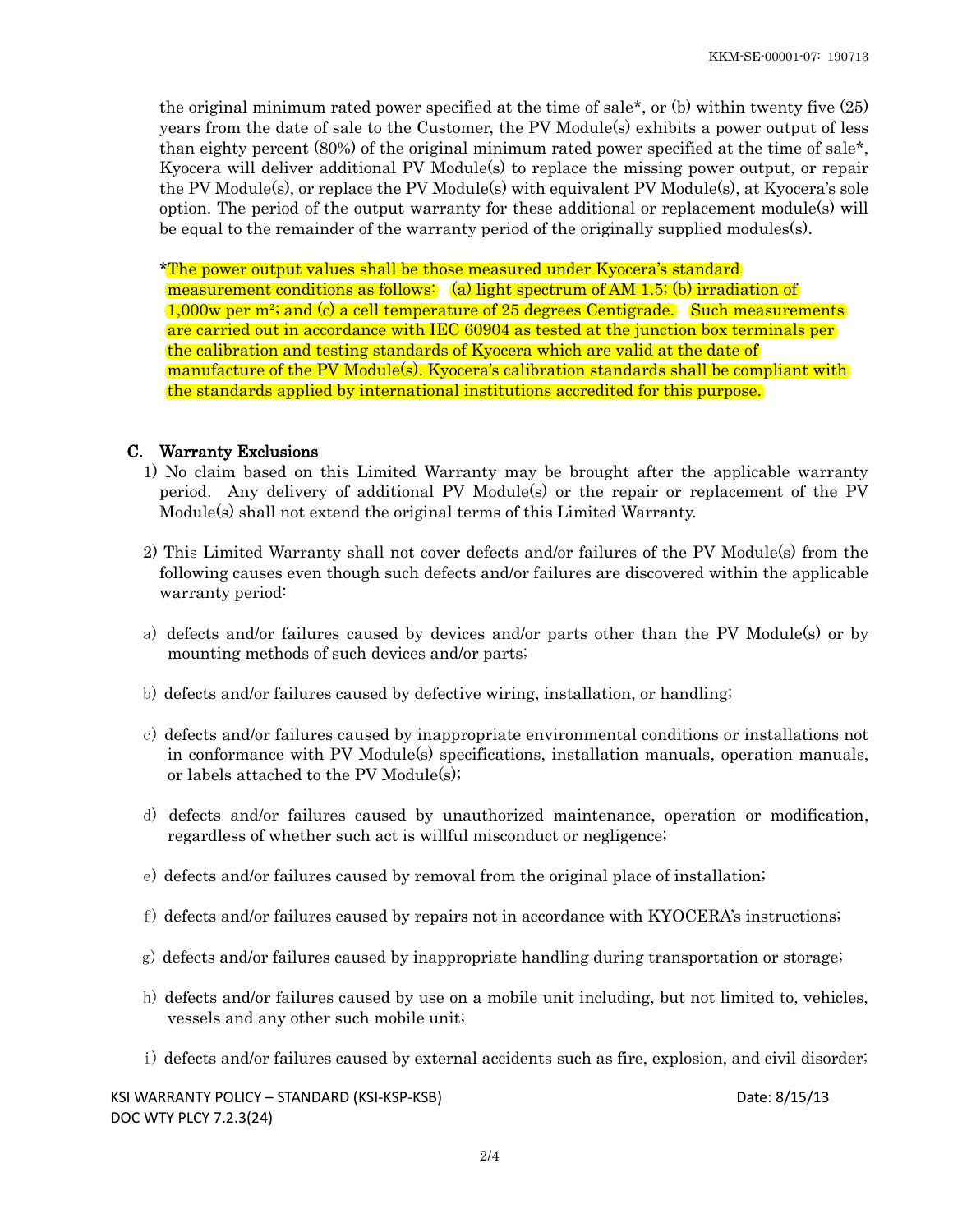the original minimum rated power specified at the time of sale*, or (b) within twenty five (25) years from the date of sale to the Customer, the PV Module(s) exhibits a power output of less than eighty percent (80%) of the original minimum rated power specified at the time of sale*, Kyocera will deliver additional PV Module(s) to replace the missing power output, or repair the PV Module(s), or replace the PV Module(s) with equivalent PV Module(s), at Kyocera's sole option. The period of the output warranty for these additional or replacement module(s) will be equal to the remainder of the warranty period of the originally supplied modules(s).

*The power output values shall be those measured under Kyocera's standard measurement conditions as follows: (a) light spectrum of AM 1.5; (b) irradiation of 1,000w per m²; and (c) a cell temperature of 25 degrees Centigrade. Such measurements are carried out in accordance with IEC 60904 as tested at the junction box terminals per the calibration and testing standards of Kyocera which are valid at the date of manufacture of the PV Module(s). Kyocera's calibration standards shall be compliant with the standards applied by international institutions accredited for this purpose.

### C. Warranty Exclusions

1) No claim based on this Limited Warranty may be brought after the applicable warranty period. Any delivery of additional PV Module(s) or the repair or replacement of the PV Module(s) shall not extend the original terms of this Limited Warranty.

2) This Limited Warranty shall not cover defects and/or failures of the PV Module(s) from the following causes even though such defects and/or failures are discovered within the applicable warranty period:

a) defects and/or failures caused by devices and/or parts other than the PV Module(s) or by mounting methods of such devices and/or parts;

b) defects and/or failures caused by defective wiring, installation, or handling;

c) defects and/or failures caused by inappropriate environmental conditions or installations not in conformance with PV Module(s) specifications, installation manuals, operation manuals, or labels attached to the PV Module(s);

d) defects and/or failures caused by unauthorized maintenance, operation or modification, regardless of whether such act is willful misconduct or negligence;

e) defects and/or failures caused by removal from the original place of installation;

f) defects and/or failures caused by repairs not in accordance with KYOCERA's instructions;

g) defects and/or failures caused by inappropriate handling during transportation or storage;

h) defects and/or failures caused by use on a mobile unit including, but not limited to, vehicles, vessels and any other such mobile unit;

i) defects and/or failures caused by external accidents such as fire, explosion, and civil disorder;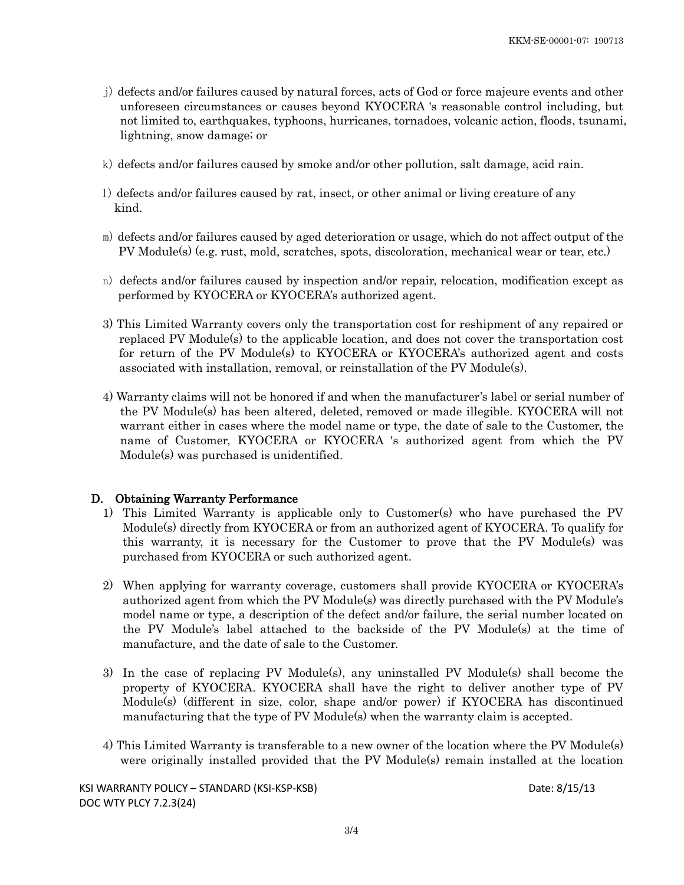j) defects and/or failures caused by natural forces, acts of God or force majeure events and other unforeseen circumstances or causes beyond KYOCERA 's reasonable control including, but not limited to, earthquakes, typhoons, hurricanes, tornadoes, volcanic action, floods, tsunami, lightning, snow damage; or

k) defects and/or failures caused by smoke and/or other pollution, salt damage, acid rain.

l) defects and/or failures caused by rat, insect, or other animal or living creature of any kind.

m) defects and/or failures caused by aged deterioration or usage, which do not affect output of the PV Module(s) (e.g. rust, mold, scratches, spots, discoloration, mechanical wear or tear, etc.)

n) defects and/or failures caused by inspection and/or repair, relocation, modification except as performed by KYOCERA or KYOCERA's authorized agent.

3) This Limited Warranty covers only the transportation cost for reshipment of any repaired or replaced PV Module(s) to the applicable location, and does not cover the transportation cost for return of the PV Module(s) to KYOCERA or KYOCERA's authorized agent and costs associated with installation, removal, or reinstallation of the PV Module(s).

4) Warranty claims will not be honored if and when the manufacturer's label or serial number of the PV Module(s) has been altered, deleted, removed or made illegible. KYOCERA will not warrant either in cases where the model name or type, the date of sale to the Customer, the name of Customer, KYOCERA or KYOCERA 's authorized agent from which the PV Module(s) was purchased is unidentified.

## D. Obtaining Warranty Performance

1) This Limited Warranty is applicable only to Customer(s) who have purchased the PV Module(s) directly from KYOCERA or from an authorized agent of KYOCERA. To qualify for this warranty, it is necessary for the Customer to prove that the PV Module(s) was purchased from KYOCERA or such authorized agent.

2) When applying for warranty coverage, customers shall provide KYOCERA or KYOCERA's authorized agent from which the PV Module(s) was directly purchased with the PV Module's model name or type, a description of the defect and/or failure, the serial number located on the PV Module's label attached to the backside of the PV Module(s) at the time of manufacture, and the date of sale to the Customer.

3) In the case of replacing PV Module(s), any uninstalled PV Module(s) shall become the property of KYOCERA. KYOCERA shall have the right to deliver another type of PV Module(s) (different in size, color, shape and/or power) if KYOCERA has discontinued manufacturing that the type of PV Module(s) when the warranty claim is accepted.

4) This Limited Warranty is transferable to a new owner of the location where the PV Module(s) were originally installed provided that the PV Module(s) remain installed at the location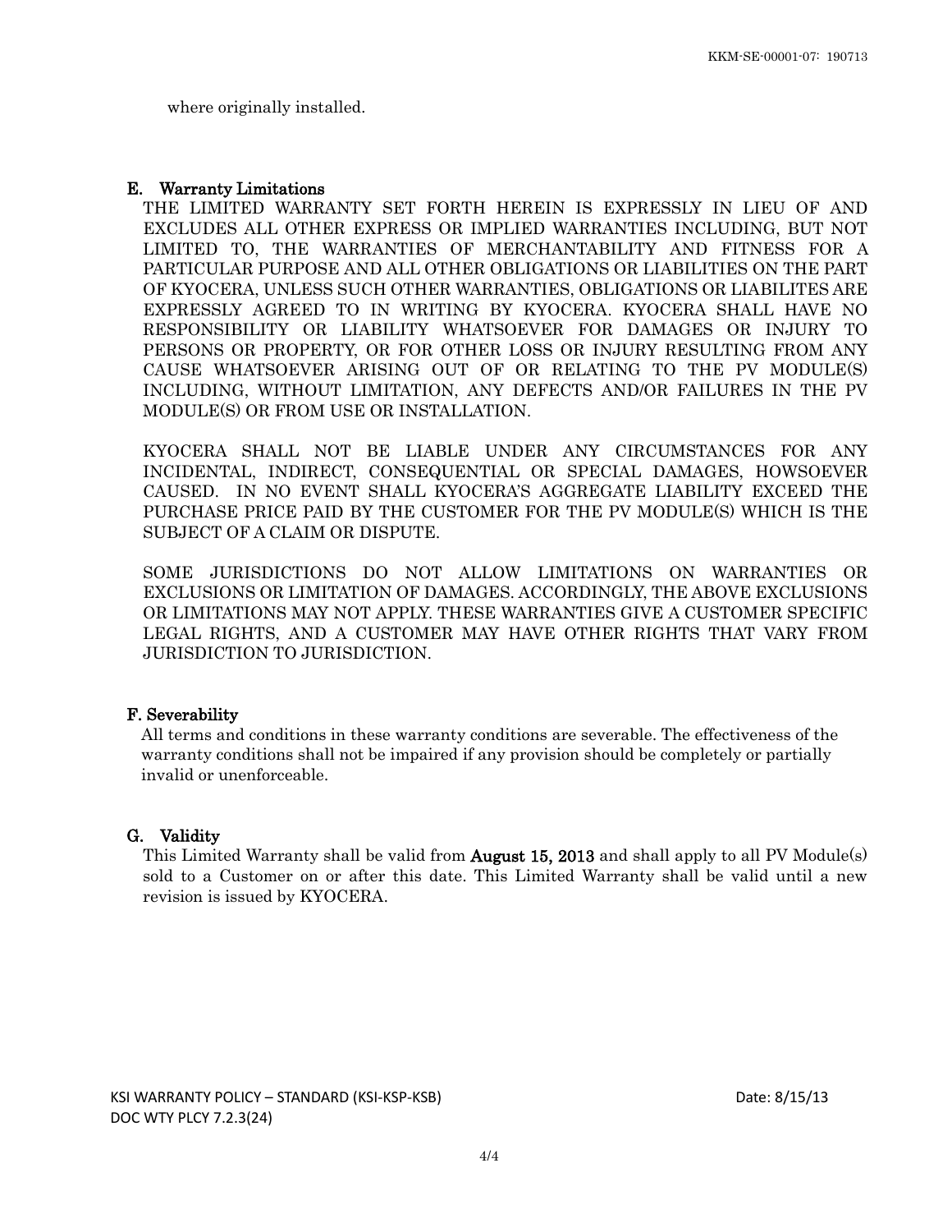where originally installed.

### E. Warranty Limitations

THE LIMITED WARRANTY SET FORTH HEREIN IS EXPRESSLY IN LIEU OF AND EXCLUDES ALL OTHER EXPRESS OR IMPLIED WARRANTIES INCLUDING, BUT NOT LIMITED TO, THE WARRANTIES OF MERCHANTABILITY AND FITNESS FOR A PARTICULAR PURPOSE AND ALL OTHER OBLIGATIONS OR LIABILITIES ON THE PART OF KYOCERA, UNLESS SUCH OTHER WARRANTIES, OBLIGATIONS OR LIABILITES ARE EXPRESSLY AGREED TO IN WRITING BY KYOCERA. KYOCERA SHALL HAVE NO RESPONSIBILITY OR LIABILITY WHATSOEVER FOR DAMAGES OR INJURY TO PERSONS OR PROPERTY, OR FOR OTHER LOSS OR INJURY RESULTING FROM ANY CAUSE WHATSOEVER ARISING OUT OF OR RELATING TO THE PV MODULE(S) INCLUDING, WITHOUT LIMITATION, ANY DEFECTS AND/OR FAILURES IN THE PV MODULE(S) OR FROM USE OR INSTALLATION.

KYOCERA SHALL NOT BE LIABLE UNDER ANY CIRCUMSTANCES FOR ANY INCIDENTAL, INDIRECT, CONSEQUENTIAL OR SPECIAL DAMAGES, HOWSOEVER CAUSED. IN NO EVENT SHALL KYOCERA'S AGGREGATE LIABILITY EXCEED THE PURCHASE PRICE PAID BY THE CUSTOMER FOR THE PV MODULE(S) WHICH IS THE SUBJECT OF A CLAIM OR DISPUTE.

SOME JURISDICTIONS DO NOT ALLOW LIMITATIONS ON WARRANTIES OR EXCLUSIONS OR LIMITATION OF DAMAGES. ACCORDINGLY, THE ABOVE EXCLUSIONS OR LIMITATIONS MAY NOT APPLY. THESE WARRANTIES GIVE A CUSTOMER SPECIFIC LEGAL RIGHTS, AND A CUSTOMER MAY HAVE OTHER RIGHTS THAT VARY FROM JURISDICTION TO JURISDICTION.

### F. Severability

All terms and conditions in these warranty conditions are severable. The effectiveness of the warranty conditions shall not be impaired if any provision should be completely or partially invalid or unenforceable.

### G. Validity

This Limited Warranty shall be valid from **August 15, 2013** and shall apply to all PV Module(s) sold to a Customer on or after this date. This Limited Warranty shall be valid until a new revision is issued by KYOCERA.